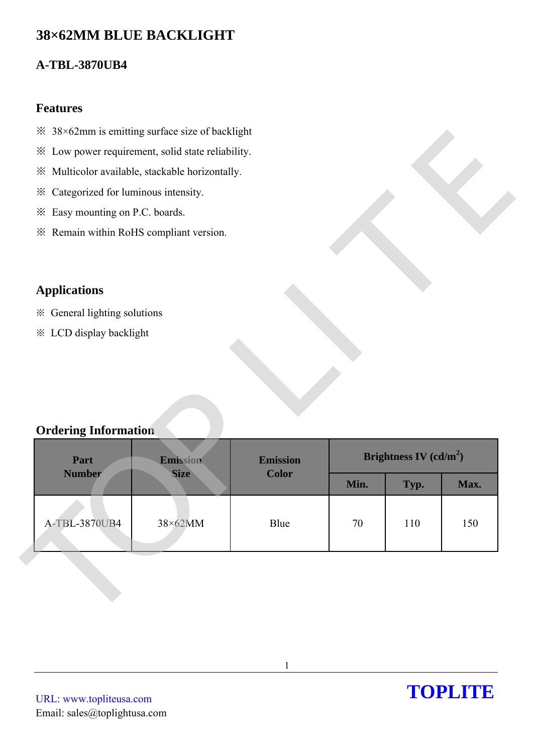# 38×62MM BLUE BACKLIGHT

## A-TBL-3870UB4

### Features

※ 38×62mm is emitting surface size of backlight

※ Low power requirement, solid state reliability.

※ Multicolor available, stackable horizontally.

※ Categorized for luminous intensity.

※ Easy mounting on P.C. boards.

※ Remain within RoHS compliant version.

### Applications

※ General lighting solutions

※ LCD display backlight

### Ordering Information

| Part Number | Emission Size | Emission Color | Brightness IV ($cd/m^2$) | | |
|---|---|---|---|---|---|
| | | | Min. | Typ. | Max. |
| A-TBL-3870UB4 | 38×62MM | Blue | 70 | 110 | 150 |

URL: www.topliteusa.com
Email: sales@toplightusa.com

**TOPLITE**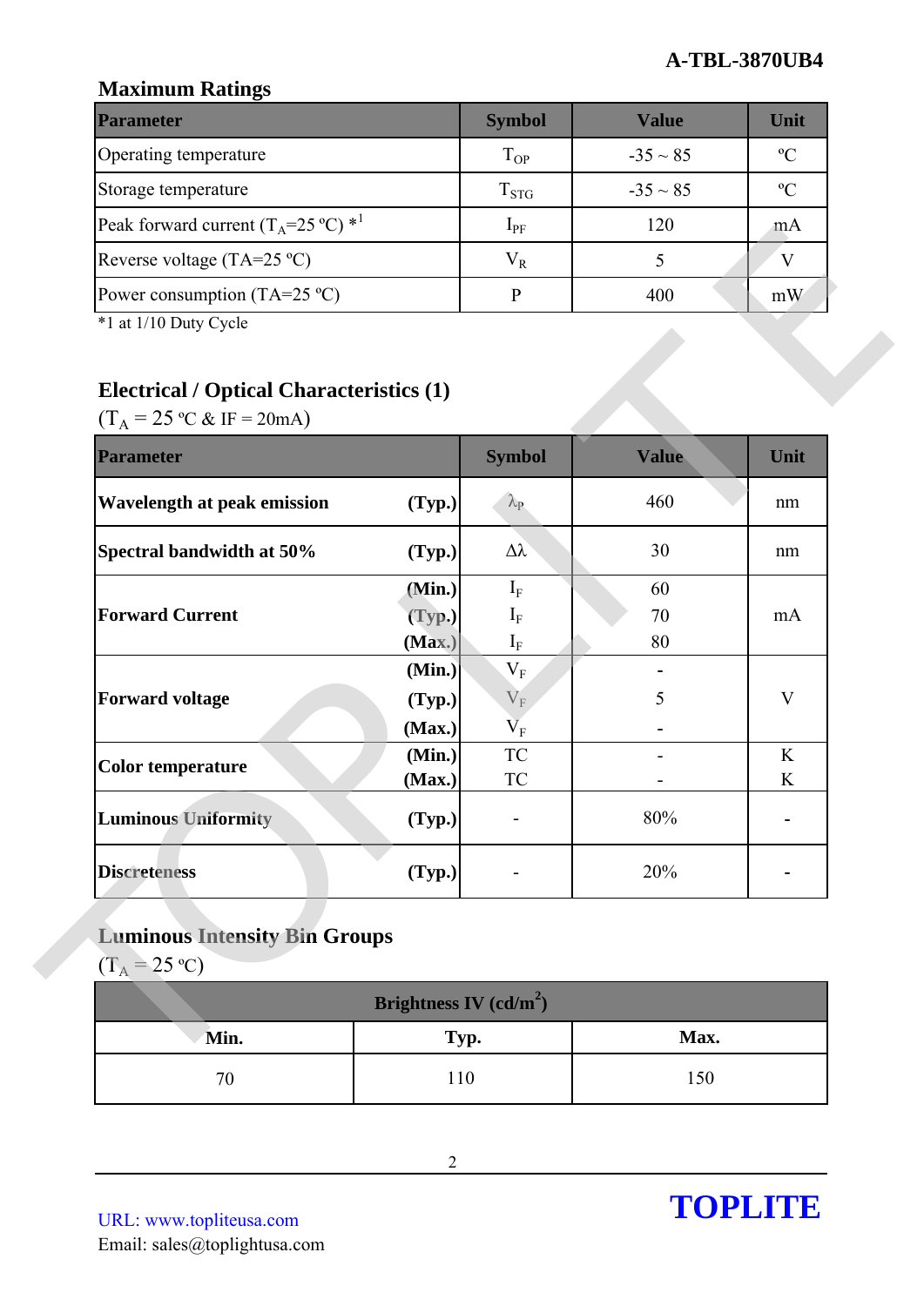## Maximum Ratings

| Parameter | Symbol | Value | Unit |
|---|---|---|---|
| Operating temperature | $T_{OP}$ | -35 ~ 85 | ºC |
| Storage temperature | $T_{STG}$ | -35 ~ 85 | ºC |
| Peak forward current ($T_A$=25 ºC) *1 | $I_{PF}$ | 120 | mA |
| Reverse voltage (TA=25 ºC) | $V_R$ | 5 | V |
| Power consumption (TA=25 ºC) | P | 400 | mW |

*1 at 1/10 Duty Cycle

## Electrical / Optical Characteristics (1)

($T_A$ = 25 ºC & IF = 20mA)

| Parameter | | Symbol | Value | Unit |
|---|---|---|---|---|
| **Wavelength at peak emission** | **(Typ.)** | $\lambda_P$ | 460 | nm |
| **Spectral bandwidth at 50%** | **(Typ.)** | $\Delta\lambda$ | 30 | nm |
| **Forward Current** | **(Min.)** | $I_F$ | 60 | mA |
| | **(Typ.)** | $I_F$ | 70 | |
| | **(Max.)** | $I_F$ | 80 | |
| **Forward voltage** | **(Min.)** | $V_F$ | - | V |
| | **(Typ.)** | $V_F$ | 5 | |
| | **(Max.)** | $V_F$ | - | |
| **Color temperature** | **(Min.)** | TC | - | K |
| | **(Max.)** | TC | - | K |
| **Luminous Uniformity** | **(Typ.)** | - | 80% | - |
| **Discreteness** | **(Typ.)** | - | 20% | - |

## Luminous Intensity Bin Groups

($T_A$ = 25 ºC)

| Brightness IV (cd/m²) | | |
|---|---|---|
| **Min.** | **Typ.** | **Max.** |
| 70 | 110 | 150 |

URL: www.topliteusa.com
Email: sales@toplightusa.com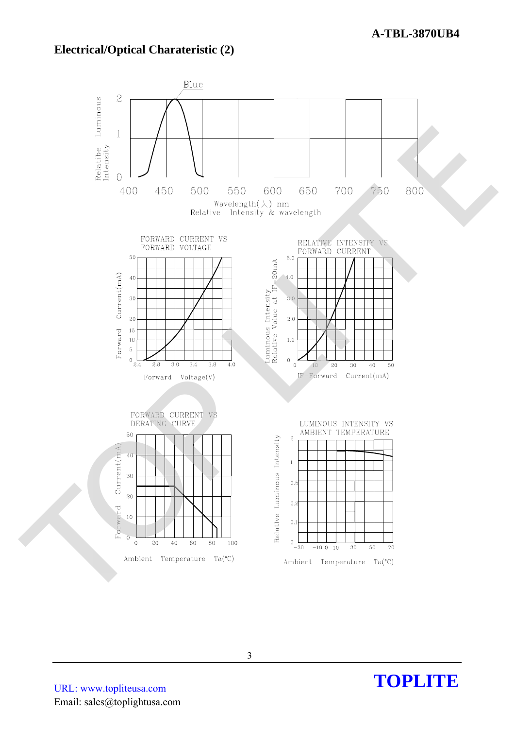## Electrical/Optical Charateristic (2)

Blue

Relatibe Luminous Intensity

Wavelength(λ) nm

Relative Intensity & wavelength

FORWARD CURRENT VS FORWARD VOLTAGE

Forward Current(mA)

Forward Voltage(V)

RELATIVE INTENSITY VS FORWARD CURRENT

Luminous Intensity Relative Value at IF=20mA

IF-Forward Current(mA)

FORWARD CURRENT VS DERATING CURVE

Forward Current(mA)

Ambient Temperature Ta(°C)

LUMINOUS INTENSITY VS AMBIENT TEMPERATURE

Relative Luminous Intensity

Ambient Temperature Ta(°C)

URL: www.topliteusa.com

Email: sales@toplightusa.com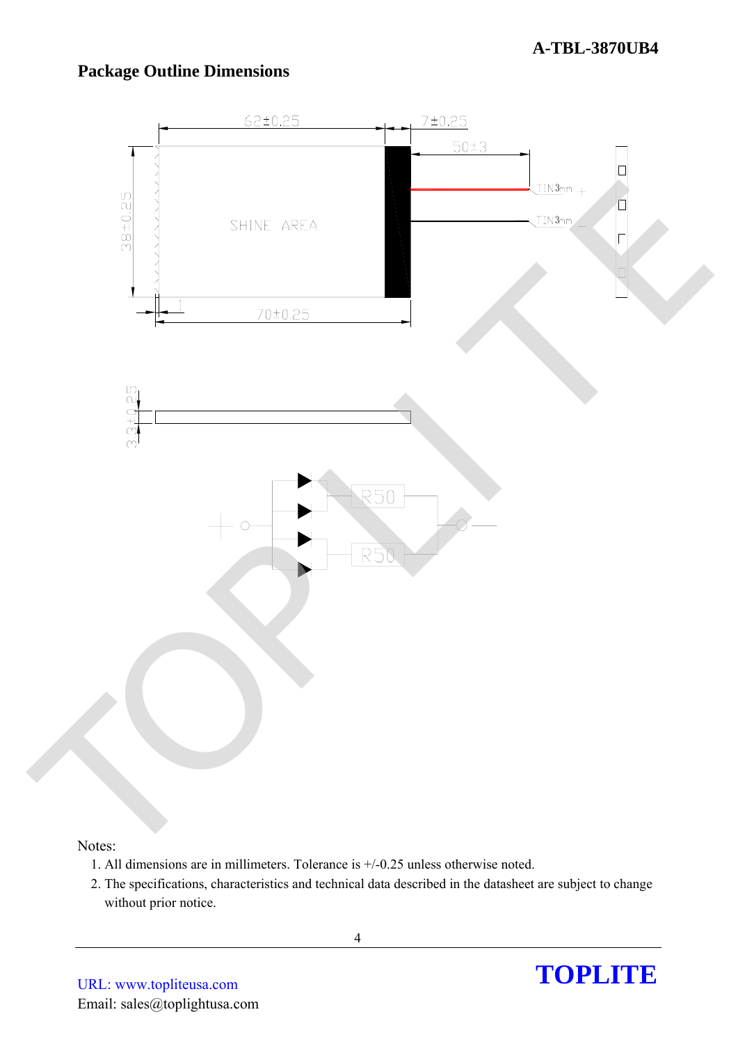## Package Outline Dimensions

Notes:

1. All dimensions are in millimeters. Tolerance is +/-0.25 unless otherwise noted.
2. The specifications, characteristics and technical data described in the datasheet are subject to change without prior notice.

URL: www.topliteusa.com
Email: sales@toplightusa.com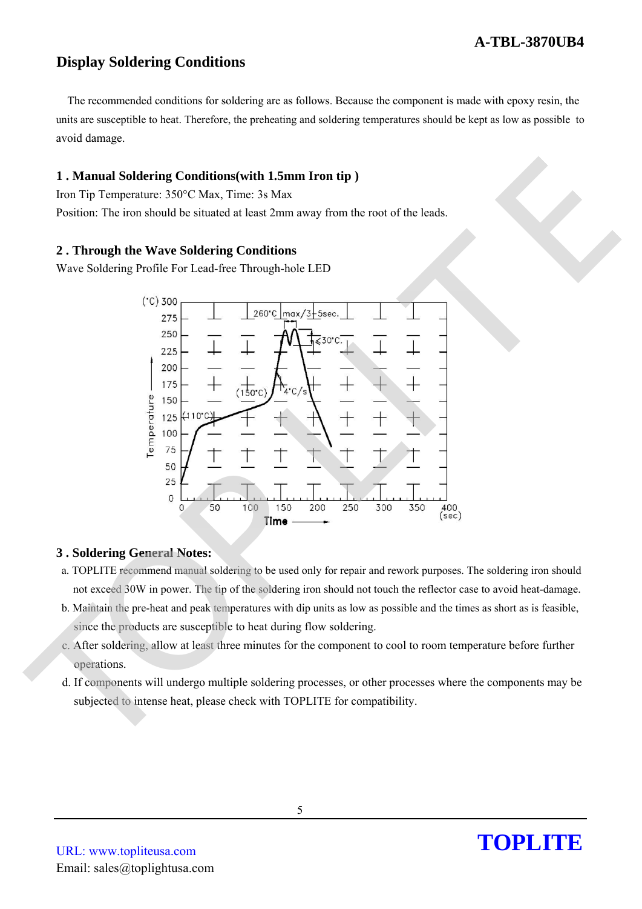## Display Soldering Conditions

The recommended conditions for soldering are as follows. Because the component is made with epoxy resin, the units are susceptible to heat. Therefore, the preheating and soldering temperatures should be kept as low as possible to avoid damage.

### 1 . Manual Soldering Conditions(with 1.5mm Iron tip )

Iron Tip Temperature: 350°C Max, Time: 3s Max

Position: The iron should be situated at least 2mm away from the root of the leads.

### 2 . Through the Wave Soldering Conditions

Wave Soldering Profile For Lead-free Through-hole LED

(°C) 300
275
250
225
200
175
150
125
100
75
50
25
0
Temperature
260°C max/3~5sec.
<30°C.
(150°C)
4°C/s
(110°C)
0 50 100 150 200 250 300 350 400 (sec)
Time

### 3 . Soldering General Notes:

a. TOPLITE recommend manual soldering to be used only for repair and rework purposes. The soldering iron should not exceed 30W in power. The tip of the soldering iron should not touch the reflector case to avoid heat-damage.

b. Maintain the pre-heat and peak temperatures with dip units as low as possible and the times as short as is feasible, since the products are susceptible to heat during flow soldering.

c. After soldering, allow at least three minutes for the component to cool to room temperature before further operations.

d. If components will undergo multiple soldering processes, or other processes where the components may be subjected to intense heat, please check with TOPLITE for compatibility.

URL: www.topliteusa.com
Email: sales@toplightusa.com